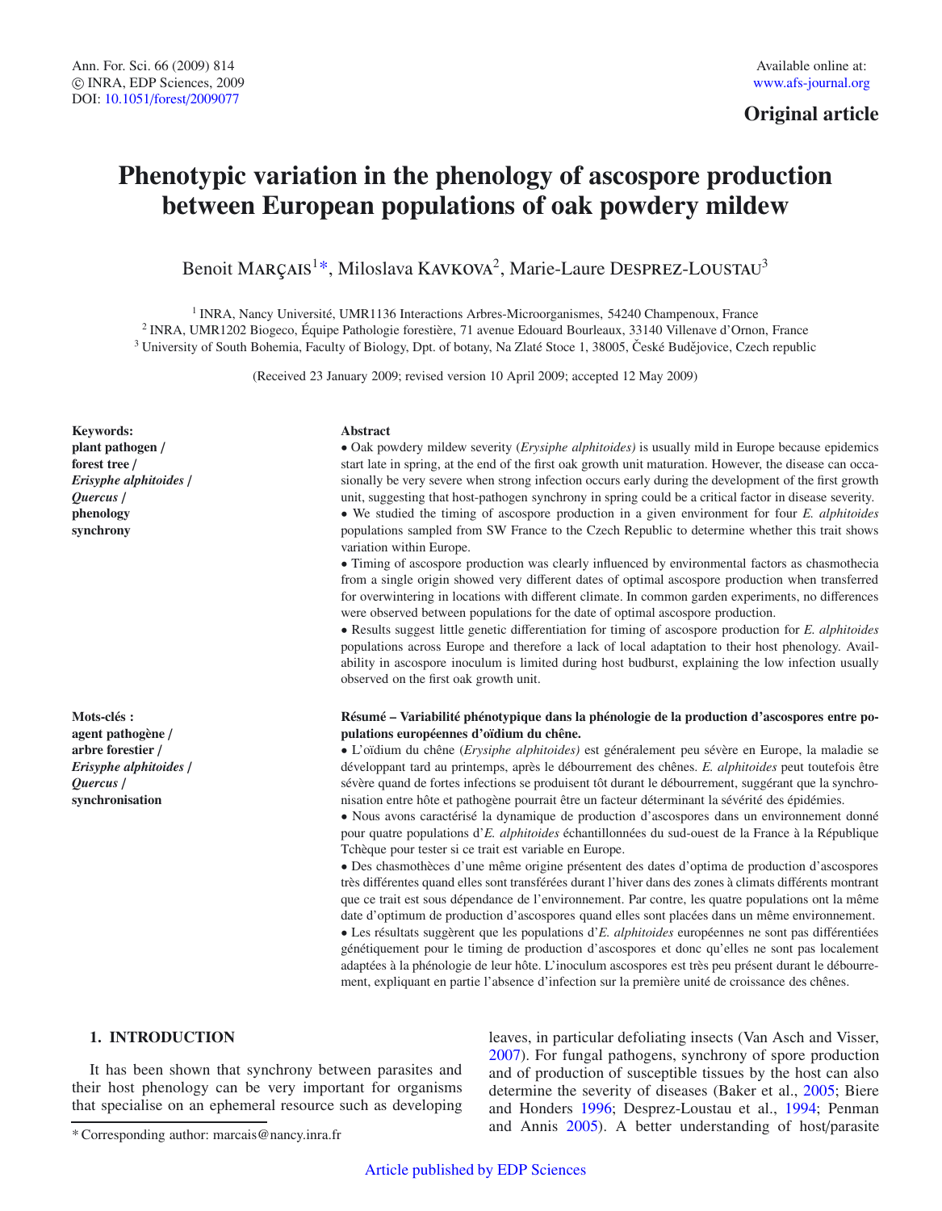Original article

# Phenotypic variation in the phenology of ascospore production between European populations of oak powdery mildew

Benoit Marçais[1*], Miloslava Kavkova[2], Marie-Laure Desprez-Loustau[3]

[1] INRA, Nancy Université, UMR1136 Interactions Arbres-Microorganismes, 54240 Champenoux, France
[2] INRA, UMR1202 Biogeco, Équipe Pathologie forestière, 71 avenue Edouard Bourleaux, 33140 Villenave d'Ornon, France
[3] University of South Bohemia, Faculty of Biology, Dpt. of botany, Na Zlaté Stoce 1, 38005, České Budějovice, Czech republic

(Received 23 January 2009; revised version 10 April 2009; accepted 12 May 2009)

**Keywords:** plant pathogen / forest tree / *Erisyphe alphitoides* / *Quercus* / phenology synchrony

**Abstract**

• Oak powdery mildew severity (*Erysiphe alphitoides)* is usually mild in Europe because epidemics start late in spring, at the end of the first oak growth unit maturation. However, the disease can occasionally be very severe when strong infection occurs early during the development of the first growth unit, suggesting that host-pathogen synchrony in spring could be a critical factor in disease severity.

• We studied the timing of ascospore production in a given environment for four *E. alphitoides* populations sampled from SW France to the Czech Republic to determine whether this trait shows variation within Europe.

• Timing of ascospore production was clearly influenced by environmental factors as chasmothecia from a single origin showed very different dates of optimal ascospore production when transferred for overwintering in locations with different climate. In common garden experiments, no differences were observed between populations for the date of optimal ascospore production.

• Results suggest little genetic differentiation for timing of ascospore production for *E. alphitoides* populations across Europe and therefore a lack of local adaptation to their host phenology. Availability in ascospore inoculum is limited during host budburst, explaining the low infection usually observed on the first oak growth unit.

**Mots-clés :** agent pathogène / arbre forestier / *Erisyphe alphitoides* / *Quercus* / synchronisation

**Résumé – Variabilité phénotypique dans la phénologie de la production d'ascospores entre populations européennes d'oïdium du chêne.**

• L'oïdium du chêne (*Erysiphe alphitoides)* est généralement peu sévère en Europe, la maladie se développant tard au printemps, après le débourrement des chênes. *E. alphitoides* peut toutefois être sévère quand de fortes infections se produisent tôt durant le débourrement, suggérant que la synchronisation entre hôte et pathogène pourrait être un facteur déterminant la sévérité des épidémies.

• Nous avons caractérisé la dynamique de production d'ascospores dans un environnement donné pour quatre populations d'*E. alphitoides* échantillonnées du sud-ouest de la France à la République Tchèque pour tester si ce trait est variable en Europe.

• Des chasmothèces d'une même origine présentent des dates d'optima de production d'ascospores très différentes quand elles sont transférées durant l'hiver dans des zones à climats différents montrant que ce trait est sous dépendance de l'environnement. Par contre, les quatre populations ont la même date d'optimum de production d'ascospores quand elles sont placées dans un même environnement.

• Les résultats suggèrent que les populations d'*E. alphitoides* européennes ne sont pas différentiées génétiquement pour le timing de production d'ascospores et donc qu'elles ne sont pas localement adaptées à la phénologie de leur hôte. L'inoculum ascospores est très peu présent durant le débourrement, expliquant en partie l'absence d'infection sur la première unité de croissance des chênes.

## 1. INTRODUCTION

It has been shown that synchrony between parasites and their host phenology can be very important for organisms that specialise on an ephemeral resource such as developing leaves, in particular defoliating insects (Van Asch and Visser, 2007). For fungal pathogens, synchrony of spore production and of production of susceptible tissues by the host can also determine the severity of diseases (Baker et al., 2005; Biere and Honders 1996; Desprez-Loustau et al., 1994; Penman and Annis 2005). A better understanding of host/parasite

* Corresponding author: marcais@nancy.inra.fr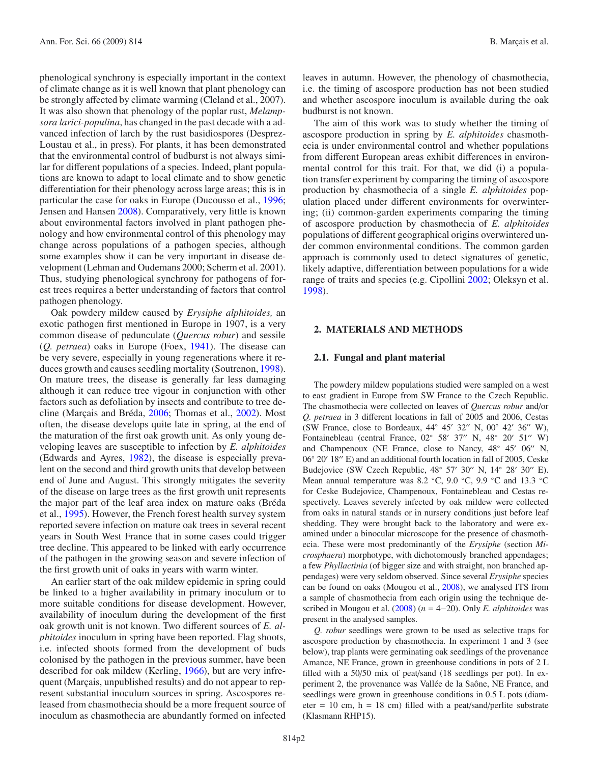phenological synchrony is especially important in the context of climate change as it is well known that plant phenology can be strongly affected by climate warming (Cleland et al., 2007). It was also shown that phenology of the poplar rust, *Melampsora larici-populina*, has changed in the past decade with a advanced infection of larch by the rust basidiospores (Desprez-Loustau et al., in press). For plants, it has been demonstrated that the environmental control of budburst is not always similar for different populations of a species. Indeed, plant populations are known to adapt to local climate and to show genetic differentiation for their phenology across large areas; this is in particular the case for oaks in Europe (Ducousso et al., 1996; Jensen and Hansen 2008). Comparatively, very little is known about environmental factors involved in plant pathogen phenology and how environmental control of this phenology may change across populations of a pathogen species, although some examples show it can be very important in disease development (Lehman and Oudemans 2000; Scherm et al. 2001). Thus, studying phenological synchrony for pathogens of forest trees requires a better understanding of factors that control pathogen phenology.

Oak powdery mildew caused by *Erysiphe alphitoides,* an exotic pathogen first mentioned in Europe in 1907, is a very common disease of pedunculate (*Quercus robur*) and sessile (*Q. petraea*) oaks in Europe (Foex, 1941). The disease can be very severe, especially in young regenerations where it reduces growth and causes seedling mortality (Soutrenon, 1998). On mature trees, the disease is generally far less damaging although it can reduce tree vigour in conjunction with other factors such as defoliation by insects and contribute to tree decline (Marçais and Bréda, 2006; Thomas et al., 2002). Most often, the disease develops quite late in spring, at the end of the maturation of the first oak growth unit. As only young developing leaves are susceptible to infection by *E. alphitoides* (Edwards and Ayres, 1982), the disease is especially prevalent on the second and third growth units that develop between end of June and August. This strongly mitigates the severity of the disease on large trees as the first growth unit represents the major part of the leaf area index on mature oaks (Bréda et al., 1995). However, the French forest health survey system reported severe infection on mature oak trees in several recent years in South West France that in some cases could trigger tree decline. This appeared to be linked with early occurrence of the pathogen in the growing season and severe infection of the first growth unit of oaks in years with warm winter.

An earlier start of the oak mildew epidemic in spring could be linked to a higher availability in primary inoculum or to more suitable conditions for disease development. However, availability of inoculum during the development of the first oak growth unit is not known. Two different sources of *E. alphitoides* inoculum in spring have been reported. Flag shoots, i.e. infected shoots formed from the development of buds colonised by the pathogen in the previous summer, have been described for oak mildew (Kerling, 1966), but are very infrequent (Marçais, unpublished results) and do not appear to represent substantial inoculum sources in spring. Ascospores released from chasmothecia should be a more frequent source of inoculum as chasmothecia are abundantly formed on infected leaves in autumn. However, the phenology of chasmothecia, i.e. the timing of ascospore production has not been studied and whether ascospore inoculum is available during the oak budburst is not known.

The aim of this work was to study whether the timing of ascospore production in spring by *E. alphitoides* chasmothecia is under environmental control and whether populations from different European areas exhibit differences in environmental control for this trait. For that, we did (i) a population transfer experiment by comparing the timing of ascospore production by chasmothecia of a single *E. alphitoides* population placed under different environments for overwintering; (ii) common-garden experiments comparing the timing of ascospore production by chasmothecia of *E. alphitoides* populations of different geographical origins overwintered under common environmental conditions. The common garden approach is commonly used to detect signatures of genetic, likely adaptive, differentiation between populations for a wide range of traits and species (e.g. Cipollini 2002; Oleksyn et al. 1998).

## 2. MATERIALS AND METHODS

### 2.1. Fungal and plant material

The powdery mildew populations studied were sampled on a west to east gradient in Europe from SW France to the Czech Republic. The chasmothecia were collected on leaves of *Quercus robur* and/or *Q. petraea* in 3 different locations in fall of 2005 and 2006, Cestas (SW France, close to Bordeaux, 44° 45′ 32′′ N, 00° 42′ 36′′ W), Fontainebleau (central France, 02° 58′ 37′′ N, 48° 20′ 51′′ W) and Champenoux (NE France, close to Nancy, 48° 45′ 06′′ N, 06° 20′ 18′′ E) and an additional fourth location in fall of 2005, Ceske Budejovice (SW Czech Republic, 48° 57′ 30′′ N, 14° 28′ 30′′ E). Mean annual temperature was 8.2 °C, 9.0 °C, 9.9 °C and 13.3 °C for Ceske Budejovice, Champenoux, Fontainebleau and Cestas respectively. Leaves severely infected by oak mildew were collected from oaks in natural stands or in nursery conditions just before leaf shedding. They were brought back to the laboratory and were examined under a binocular microscope for the presence of chasmothecia. These were predominantly of the *Erysiphe* (section *Microsphaera*) morphotype, with dichotomously branched appendages; a few *Phyllactinia* (of bigger size and with straight, non branched appendages) were very seldom observed. Since several *Erysiphe* species can be found on oaks (Mougou et al., 2008), we analysed ITS from a sample of chasmothecia from each origin using the technique described in Mougou et al. (2008) ($n = 4-20$). Only *E. alphitoides* was present in the analysed samples.

*Q. robur* seedlings were grown to be used as selective traps for ascospore production by chasmothecia. In experiment 1 and 3 (see below), trap plants were germinating oak seedlings of the provenance Amance, NE France, grown in greenhouse conditions in pots of 2 L filled with a 50/50 mix of peat/sand (18 seedlings per pot). In experiment 2, the provenance was Vallée de la Saône, NE France, and seedlings were grown in greenhouse conditions in 0.5 L pots (diameter = 10 cm, h = 18 cm) filled with a peat/sand/perlite substrate (Klasmann RHP15).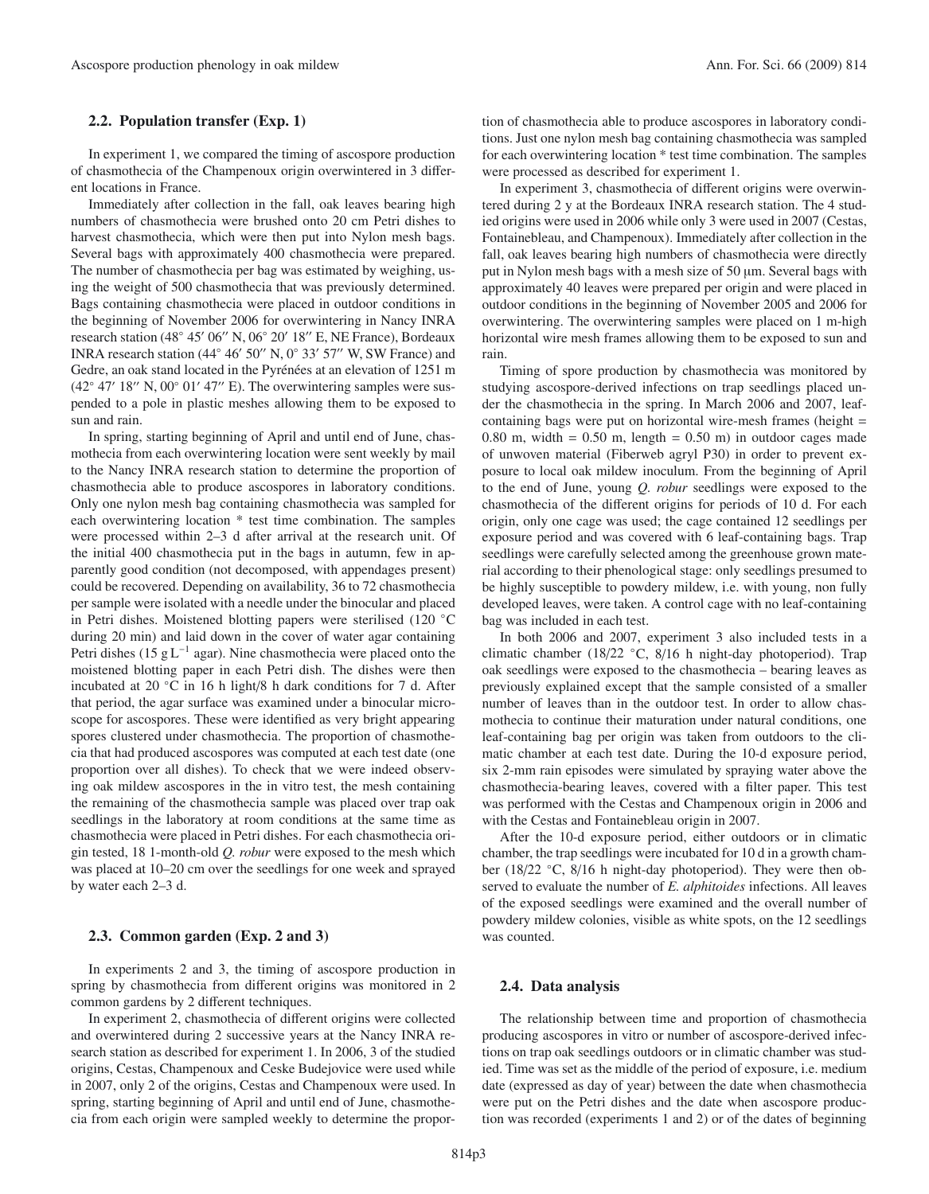### 2.2. Population transfer (Exp. 1)

In experiment 1, we compared the timing of ascospore production of chasmothecia of the Champenoux origin overwintered in 3 different locations in France.

Immediately after collection in the fall, oak leaves bearing high numbers of chasmothecia were brushed onto 20 cm Petri dishes to harvest chasmothecia, which were then put into Nylon mesh bags. Several bags with approximately 400 chasmothecia were prepared. The number of chasmothecia per bag was estimated by weighing, using the weight of 500 chasmothecia that was previously determined. Bags containing chasmothecia were placed in outdoor conditions in the beginning of November 2006 for overwintering in Nancy INRA research station (48° 45′ 06″ N, 06° 20′ 18″ E, NE France), Bordeaux INRA research station (44° 46′ 50″ N, 0° 33′ 57″ W, SW France) and Gedre, an oak stand located in the Pyrénées at an elevation of 1251 m (42° 47′ 18″ N, 00° 01′ 47″ E). The overwintering samples were suspended to a pole in plastic meshes allowing them to be exposed to sun and rain.

In spring, starting beginning of April and until end of June, chasmothecia from each overwintering location were sent weekly by mail to the Nancy INRA research station to determine the proportion of chasmothecia able to produce ascospores in laboratory conditions. Only one nylon mesh bag containing chasmothecia was sampled for each overwintering location * test time combination. The samples were processed within 2–3 d after arrival at the research unit. Of the initial 400 chasmothecia put in the bags in autumn, few in apparently good condition (not decomposed, with appendages present) could be recovered. Depending on availability, 36 to 72 chasmothecia per sample were isolated with a needle under the binocular and placed in Petri dishes. Moistened blotting papers were sterilised (120 °C during 20 min) and laid down in the cover of water agar containing Petri dishes (15 g $L^{-1}$ agar). Nine chasmothecia were placed onto the moistened blotting paper in each Petri dish. The dishes were then incubated at 20 °C in 16 h light/8 h dark conditions for 7 d. After that period, the agar surface was examined under a binocular microscope for ascospores. These were identified as very bright appearing spores clustered under chasmothecia. The proportion of chasmothecia that had produced ascospores was computed at each test date (one proportion over all dishes). To check that we were indeed observing oak mildew ascospores in the in vitro test, the mesh containing the remaining of the chasmothecia sample was placed over trap oak seedlings in the laboratory at room conditions at the same time as chasmothecia were placed in Petri dishes. For each chasmothecia origin tested, 18 1-month-old *Q. robur* were exposed to the mesh which was placed at 10–20 cm over the seedlings for one week and sprayed by water each 2–3 d.

### 2.3. Common garden (Exp. 2 and 3)

In experiments 2 and 3, the timing of ascospore production in spring by chasmothecia from different origins was monitored in 2 common gardens by 2 different techniques.

In experiment 2, chasmothecia of different origins were collected and overwintered during 2 successive years at the Nancy INRA research station as described for experiment 1. In 2006, 3 of the studied origins, Cestas, Champenoux and Ceske Budejovice were used while in 2007, only 2 of the origins, Cestas and Champenoux were used. In spring, starting beginning of April and until end of June, chasmothecia from each origin were sampled weekly to determine the proportion of chasmothecia able to produce ascospores in laboratory conditions. Just one nylon mesh bag containing chasmothecia was sampled for each overwintering location * test time combination. The samples were processed as described for experiment 1.

In experiment 3, chasmothecia of different origins were overwintered during 2 y at the Bordeaux INRA research station. The 4 studied origins were used in 2006 while only 3 were used in 2007 (Cestas, Fontainebleau, and Champenoux). Immediately after collection in the fall, oak leaves bearing high numbers of chasmothecia were directly put in Nylon mesh bags with a mesh size of 50 μm. Several bags with approximately 40 leaves were prepared per origin and were placed in outdoor conditions in the beginning of November 2005 and 2006 for overwintering. The overwintering samples were placed on 1 m-high horizontal wire mesh frames allowing them to be exposed to sun and rain.

Timing of spore production by chasmothecia was monitored by studying ascospore-derived infections on trap seedlings placed under the chasmothecia in the spring. In March 2006 and 2007, leaf-containing bags were put on horizontal wire-mesh frames (height = 0.80 m, width = 0.50 m, length = 0.50 m) in outdoor cages made of unwoven material (Fiberweb agryl P30) in order to prevent exposure to local oak mildew inoculum. From the beginning of April to the end of June, young *Q. robur* seedlings were exposed to the chasmothecia of the different origins for periods of 10 d. For each origin, only one cage was used; the cage contained 12 seedlings per exposure period and was covered with 6 leaf-containing bags. Trap seedlings were carefully selected among the greenhouse grown material according to their phenological stage: only seedlings presumed to be highly susceptible to powdery mildew, i.e. with young, non fully developed leaves, were taken. A control cage with no leaf-containing bag was included in each test.

In both 2006 and 2007, experiment 3 also included tests in a climatic chamber (18/22 °C, 8/16 h night-day photoperiod). Trap oak seedlings were exposed to the chasmothecia – bearing leaves as previously explained except that the sample consisted of a smaller number of leaves than in the outdoor test. In order to allow chasmothecia to continue their maturation under natural conditions, one leaf-containing bag per origin was taken from outdoors to the climatic chamber at each test date. During the 10-d exposure period, six 2-mm rain episodes were simulated by spraying water above the chasmothecia-bearing leaves, covered with a filter paper. This test was performed with the Cestas and Champenoux origin in 2006 and with the Cestas and Fontainebleau origin in 2007.

After the 10-d exposure period, either outdoors or in climatic chamber, the trap seedlings were incubated for 10 d in a growth chamber (18/22 °C, 8/16 h night-day photoperiod). They were then observed to evaluate the number of *E. alphitoides* infections. All leaves of the exposed seedlings were examined and the overall number of powdery mildew colonies, visible as white spots, on the 12 seedlings was counted.

### 2.4. Data analysis

The relationship between time and proportion of chasmothecia producing ascospores in vitro or number of ascospore-derived infections on trap oak seedlings outdoors or in climatic chamber was studied. Time was set as the middle of the period of exposure, i.e. medium date (expressed as day of year) between the date when chasmothecia were put on the Petri dishes and the date when ascospore production was recorded (experiments 1 and 2) or of the dates of beginning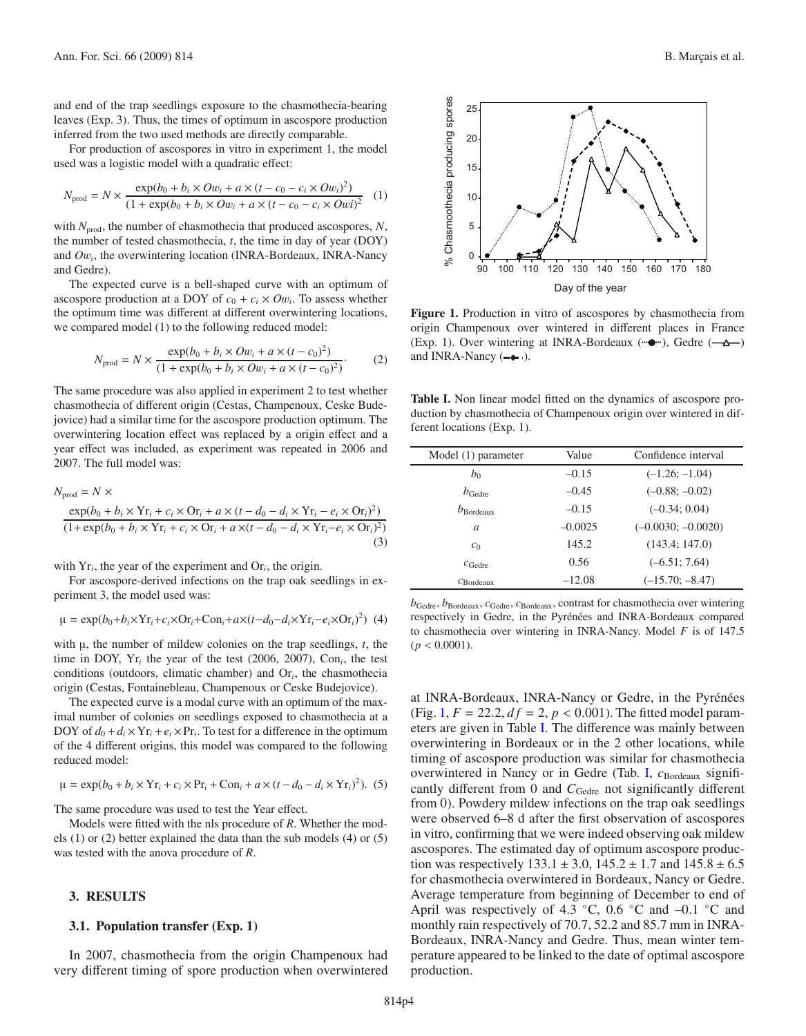and end of the trap seedlings exposure to the chasmothecia-bearing leaves (Exp. 3). Thus, the times of optimum in ascospore production inferred from the two used methods are directly comparable.

For production of ascospores in vitro in experiment 1, the model used was a logistic model with a quadratic effect:

$$N_{\text{prod}} = N \times \frac{\exp(b_0 + b_i \times Ow_i + a \times (t - c_0 - c_i \times Ow_i)^2)}{(1 + \exp(b_0 + b_i \times Ow_i + a \times (t - c_0 - c_i \times Owi)^2} \quad (1)$$

with $N_{\text{prod}}$, the number of chasmothecia that produced ascospores, $N$, the number of tested chasmothecia, $t$, the time in day of year (DOY) and $Ow_i$, the overwintering location (INRA-Bordeaux, INRA-Nancy and Gedre).

The expected curve is a bell-shaped curve with an optimum of ascospore production at a DOY of $c_0 + c_i \times Ow_i$. To assess whether the optimum time was different at different overwintering locations, we compared model (1) to the following reduced model:

$$N_{\text{prod}} = N \times \frac{\exp(b_0 + b_i \times Ow_i + a \times (t - c_0)^2)}{(1 + \exp(b_0 + b_i \times Ow_i + a \times (t - c_0)^2)}. \quad (2)$$

The same procedure was also applied in experiment 2 to test whether chasmothecia of different origin (Cestas, Champenoux, Ceske Budejovice) had a similar time for the ascospore production optimum. The overwintering location effect was replaced by a origin effect and a year effect was included, as experiment was repeated in 2006 and 2007. The full model was:

$$N_{\text{prod}} = N \times \frac{\exp(b_0 + b_i \times \text{Yr}_i + c_i \times \text{Or}_i + a \times (t - d_0 - d_i \times \text{Yr}_i - e_i \times \text{Or}_i)^2)}{(1 + \exp(b_0 + b_i \times \text{Yr}_i + c_i \times \text{Or}_i + a \times (t - d_0 - d_i \times \text{Yr}_i - e_i \times \text{Or}_i)^2)} \quad (3)$$

with $\text{Yr}_i$, the year of the experiment and $\text{Or}_i$, the origin.

For ascospore-derived infections on the trap oak seedlings in experiment 3, the model used was:

$$\mu = \exp(b_0 + b_i \times \text{Yr}_i + c_i \times \text{Or}_i + \text{Con}_i + a \times (t - d_0 - d_i \times \text{Yr}_i - e_i \times \text{Or}_i)^2) \quad (4)$$

with $\mu$, the number of mildew colonies on the trap seedlings, $t$, the time in DOY, $\text{Yr}_i$ the year of the test (2006, 2007), $\text{Con}_i$, the test conditions (outdoors, climatic chamber) and $\text{Or}_i$, the chasmothecia origin (Cestas, Fontainebleau, Champenoux or Ceske Budejovice).

The expected curve is a modal curve with an optimum of the maximal number of colonies on seedlings exposed to chasmothecia at a DOY of $d_0 + d_i \times \text{Yr}_i + e_i \times \text{Pr}_i$. To test for a difference in the optimum of the 4 different origins, this model was compared to the following reduced model:

$$\mu = \exp(b_0 + b_i \times \text{Yr}_i + c_i \times \text{Pr}_i + \text{Con}_i + a \times (t - d_0 - d_i \times \text{Yr}_i)^2). \quad (5)$$

The same procedure was used to test the Year effect.

Models were fitted with the nls procedure of *R*. Whether the models (1) or (2) better explained the data than the sub models (4) or (5) was tested with the anova procedure of *R*.

## 3. RESULTS

### 3.1. Population transfer (Exp. 1)

In 2007, chasmothecia from the origin Champenoux had very different timing of spore production when overwintered at INRA-Bordeaux, INRA-Nancy or Gedre, in the Pyrénées (Fig. 1, $F = 22.2$, $df = 2$, $p < 0.001$). The fitted model parameters are given in Table I. The difference was mainly between overwintering in Bordeaux or in the 2 other locations, while timing of ascospore production was similar for chasmothecia overwintered in Nancy or in Gedre (Tab. I, $c_{\text{Bordeaux}}$ significantly different from 0 and $C_{\text{Gedre}}$ not significantly different from 0). Powdery mildew infections on the trap oak seedlings were observed 6–8 d after the first observation of ascospores in vitro, confirming that we were indeed observing oak mildew ascospores. The estimated day of optimum ascospore production was respectively $133.1 \pm 3.0$, $145.2 \pm 1.7$ and $145.8 \pm 6.5$ for chasmothecia overwintered in Bordeaux, Nancy or Gedre. Average temperature from beginning of December to end of April was respectively of 4.3 °C, 0.6 °C and –0.1 °C and monthly rain respectively of 70.7, 52.2 and 85.7 mm in INRA-Bordeaux, INRA-Nancy and Gedre. Thus, mean winter temperature appeared to be linked to the date of optimal ascospore production.

**Figure 1.** Production in vitro of ascospores by chasmothecia from origin Champenoux over wintered in different places in France (Exp. 1). Over wintering at INRA-Bordeaux (···●···), Gedre (—△—) and INRA-Nancy (–◆–).

**Table I.** Non linear model fitted on the dynamics of ascospore production by chasmothecia of Champenoux origin over wintered in different locations (Exp. 1).

| Model (1) parameter | Value | Confidence interval |
|---|---|---|
| $b_0$ | –0.15 | (–1.26; –1.04) |
| $b_{\text{Gedre}}$ | –0.45 | (–0.88; –0.02) |
| $b_{\text{Bordeaux}}$ | –0.15 | (–0.34; 0.04) |
| $a$ | –0.0025 | (–0.0030; –0.0020) |
| $c_0$ | 145.2 | (143.4; 147.0) |
| $c_{\text{Gedre}}$ | 0.56 | (–6.51; 7.64) |
| $c_{\text{Bordeaux}}$ | –12.08 | (–15.70; –8.47) |

$b_{\text{Gedre}}$, $b_{\text{Bordeaux}}$, $c_{\text{Gedre}}$, $c_{\text{Bordeaux}}$, contrast for chasmothecia over wintering respectively in Gedre, in the Pyrénées and INRA-Bordeaux compared to chasmothecia over wintering in INRA-Nancy. Model $F$ is of 147.5 ($p < 0.0001$).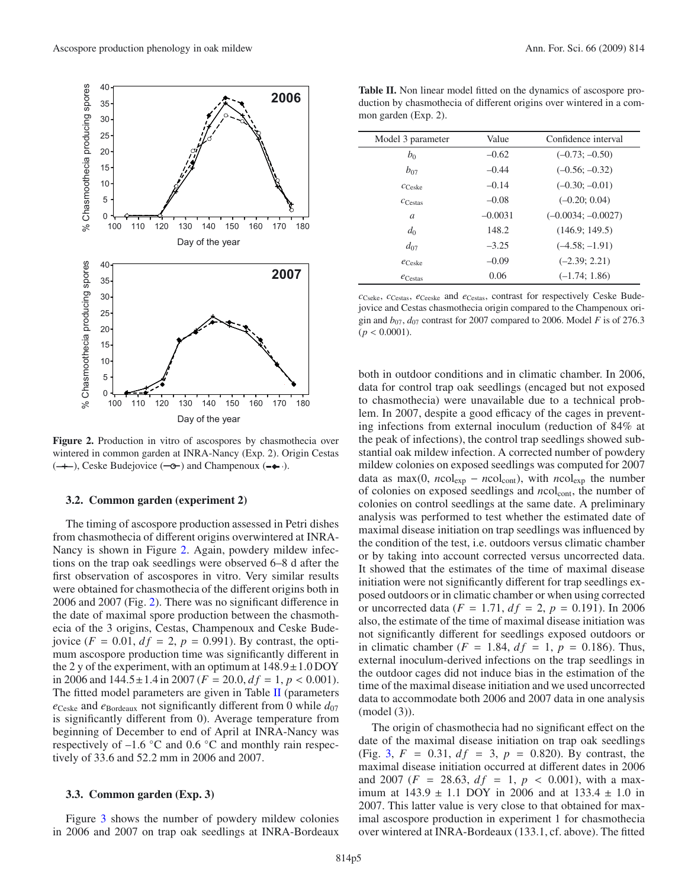Figure 2. Production in vitro of ascospores by chasmothecia over wintered in common garden at INRA-Nancy (Exp. 2). Origin Cestas (—+—), Ceske Budejovice (—o—) and Champenoux (- -◆- -).

### 3.2. Common garden (experiment 2)

The timing of ascospore production assessed in Petri dishes from chasmothecia of different origins overwintered at INRA-Nancy is shown in Figure 2. Again, powdery mildew infections on the trap oak seedlings were observed 6–8 d after the first observation of ascospores in vitro. Very similar results were obtained for chasmothecia of the different origins both in 2006 and 2007 (Fig. 2). There was no significant difference in the date of maximal spore production between the chasmothecia of the 3 origins, Cestas, Champenoux and Ceske Budejovice ($F = 0.01$, $df = 2$, $p = 0.991$). By contrast, the optimum ascospore production time was significantly different in the 2 y of the experiment, with an optimum at $148.9 \pm 1.0$ DOY in 2006 and $144.5 \pm 1.4$ in 2007 ($F = 20.0$, $df = 1$, $p < 0.001$). The fitted model parameters are given in Table II (parameters $e_{\text{Ceske}}$ and $e_{\text{Bordeaux}}$ not significantly different from 0 while $d_{07}$ is significantly different from 0). Average temperature from beginning of December to end of April at INRA-Nancy was respectively of –1.6 °C and 0.6 °C and monthly rain respectively of 33.6 and 52.2 mm in 2006 and 2007.

### 3.3. Common garden (Exp. 3)

Figure 3 shows the number of powdery mildew colonies in 2006 and 2007 on trap oak seedlings at INRA-Bordeaux both in outdoor conditions and in climatic chamber. In 2006, data for control trap oak seedlings (encaged but not exposed to chasmothecia) were unavailable due to a technical problem. In 2007, despite a good efficacy of the cages in preventing infections from external inoculum (reduction of 84% at the peak of infections), the control trap seedlings showed substantial oak mildew infection. A corrected number of powdery mildew colonies on exposed seedlings was computed for 2007 data as $\max(0, n\text{col}_{\text{exp}} - n\text{col}_{\text{cont}})$, with $n\text{col}_{\text{exp}}$ the number of colonies on exposed seedlings and $n\text{col}_{\text{cont}}$, the number of colonies on control seedlings at the same date. A preliminary analysis was performed to test whether the estimated date of maximal disease initiation on trap seedlings was influenced by the condition of the test, i.e. outdoors versus climatic chamber or by taking into account corrected versus uncorrected data. It showed that the estimates of the time of maximal disease initiation were not significantly different for trap seedlings exposed outdoors or in climatic chamber or when using corrected or uncorrected data ($F = 1.71$, $df = 2$, $p = 0.191$). In 2006 also, the estimate of the time of maximal disease initiation was not significantly different for seedlings exposed outdoors or in climatic chamber ($F = 1.84$, $df = 1$, $p = 0.186$). Thus, external inoculum-derived infections on the trap seedlings in the outdoor cages did not induce bias in the estimation of the time of the maximal disease initiation and we used uncorrected data to accommodate both 2006 and 2007 data in one analysis (model (3)).

The origin of chasmothecia had no significant effect on the date of the maximal disease initiation on trap oak seedlings (Fig. 3, $F = 0.31$, $df = 3$, $p = 0.820$). By contrast, the maximal disease initiation occurred at different dates in 2006 and 2007 ($F = 28.63$, $df = 1$, $p < 0.001$), with a maximum at $143.9 \pm 1.1$ DOY in 2006 and at $133.4 \pm 1.0$ in 2007. This latter value is very close to that obtained for maximal ascospore production in experiment 1 for chasmothecia over wintered at INRA-Bordeaux (133.1, cf. above). The fitted

**Table II.** Non linear model fitted on the dynamics of ascospore production by chasmothecia of different origins over wintered in a common garden (Exp. 2).

| Model 3 parameter | Value | Confidence interval |
|---|---|---|
| $b_0$ | –0.62 | (–0.73; –0.50) |
| $b_{07}$ | –0.44 | (–0.56; –0.32) |
| $c_{\text{Ceske}}$ | –0.14 | (–0.30; –0.01) |
| $c_{\text{Cestas}}$ | –0.08 | (–0.20; 0.04) |
| $a$ | –0.0031 | (–0.0034; –0.0027) |
| $d_0$ | 148.2 | (146.9; 149.5) |
| $d_{07}$ | –3.25 | (–4.58; –1.91) |
| $e_{\text{Ceske}}$ | –0.09 | (–2.39; 2.21) |
| $e_{\text{Cestas}}$ | 0.06 | (–1.74; 1.86) |

$c_{\text{Cseke}}$, $c_{\text{Cestas}}$, $e_{\text{Ceeske}}$ and $e_{\text{Cestas}}$, contrast for respectively Ceske Budejovice and Cestas chasmothecia origin compared to the Champenoux origin and $b_{07}$, $d_{07}$ contrast for 2007 compared to 2006. Model $F$ is of 276.3 ($p < 0.0001$).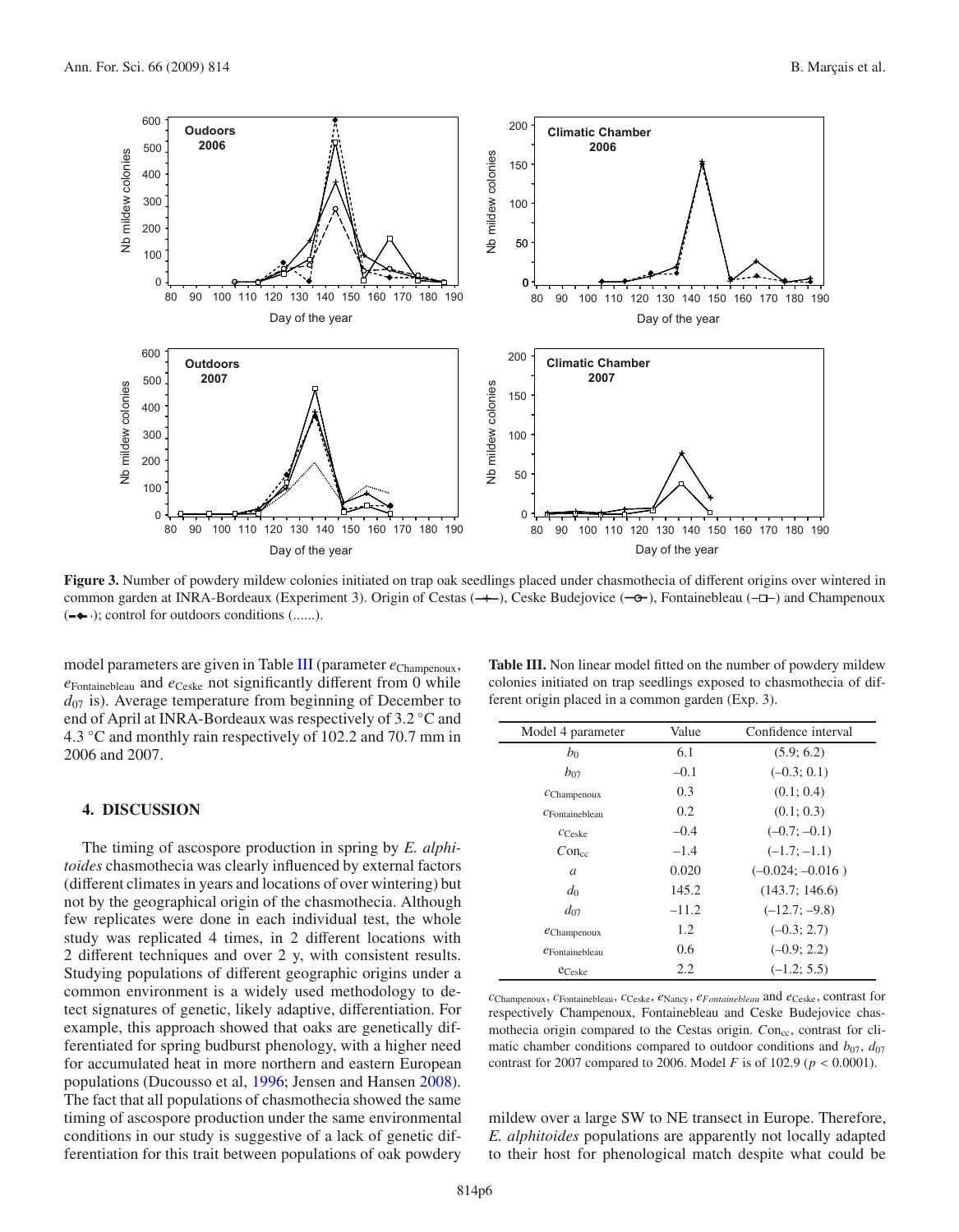**Figure 3.** Number of powdery mildew colonies initiated on trap oak seedlings placed under chasmothecia of different origins over wintered in common garden at INRA-Bordeaux (Experiment 3). Origin of Cestas (–+–), Ceske Budejovice (–o–), Fontainebleau (–□–) and Champenoux (-◆-); control for outdoors conditions (......).

model parameters are given in Table III (parameter $e_{\mathrm{Champenoux}}$, $e_{\mathrm{Fontainebleau}}$ and $e_{\mathrm{Ceske}}$ not significantly different from 0 while $d_{07}$ is). Average temperature from beginning of December to end of April at INRA-Bordeaux was respectively of 3.2 °C and 4.3 °C and monthly rain respectively of 102.2 and 70.7 mm in 2006 and 2007.

**Table III.** Non linear model fitted on the number of powdery mildew colonies initiated on trap seedlings exposed to chasmothecia of different origin placed in a common garden (Exp. 3).

| Model 4 parameter | Value | Confidence interval |
|---|---|---|
| $b_0$ | 6.1 | (5.9; 6.2) |
| $b_{07}$ | –0.1 | (–0.3; 0.1) |
| $c_{\mathrm{Champenoux}}$ | 0.3 | (0.1; 0.4) |
| $c_{\mathrm{Fontainebleau}}$ | 0.2 | (0.1; 0.3) |
| $c_{\mathrm{Ceske}}$ | –0.4 | (–0.7; –0.1) |
| $Con_{cc}$ | –1.4 | (–1.7; –1.1) |
| $a$ | 0.020 | (–0.024; –0.016 ) |
| $d_0$ | 145.2 | (143.7; 146.6) |
| $d_{07}$ | –11.2 | (–12.7; –9.8) |
| $e_{\mathrm{Champenoux}}$ | 1.2 | (–0.3; 2.7) |
| $e_{\mathrm{Fontainebleau}}$ | 0.6 | (–0.9; 2.2) |
| $e_{\mathrm{Ceske}}$ | 2.2 | (–1.2; 5.5) |

$c_{\mathrm{Champenoux}}$, $c_{\mathrm{Fontainebleau}}$, $c_{\mathrm{Ceske}}$, $e_{\mathrm{Nancy}}$, $e_{Fontainebleau}$ and $e_{\mathrm{Ceske}}$, contrast for respectively Champenoux, Fontainebleau and Ceske Budejovice chasmothecia origin compared to the Cestas origin. $Con_{cc}$, contrast for climatic chamber conditions compared to outdoor conditions and $b_{07}$, $d_{07}$ contrast for 2007 compared to 2006. Model $F$ is of 102.9 ($p < 0.0001$).

## 4. DISCUSSION

The timing of ascospore production in spring by *E. alphitoides* chasmothecia was clearly influenced by external factors (different climates in years and locations of over wintering) but not by the geographical origin of the chasmothecia. Although few replicates were done in each individual test, the whole study was replicated 4 times, in 2 different locations with 2 different techniques and over 2 y, with consistent results. Studying populations of different geographic origins under a common environment is a widely used methodology to detect signatures of genetic, likely adaptive, differentiation. For example, this approach showed that oaks are genetically differentiated for spring budburst phenology, with a higher need for accumulated heat in more northern and eastern European populations (Ducousso et al, 1996; Jensen and Hansen 2008). The fact that all populations of chasmothecia showed the same timing of ascospore production under the same environmental conditions in our study is suggestive of a lack of genetic differentiation for this trait between populations of oak powdery mildew over a large SW to NE transect in Europe. Therefore, *E. alphitoides* populations are apparently not locally adapted to their host for phenological match despite what could be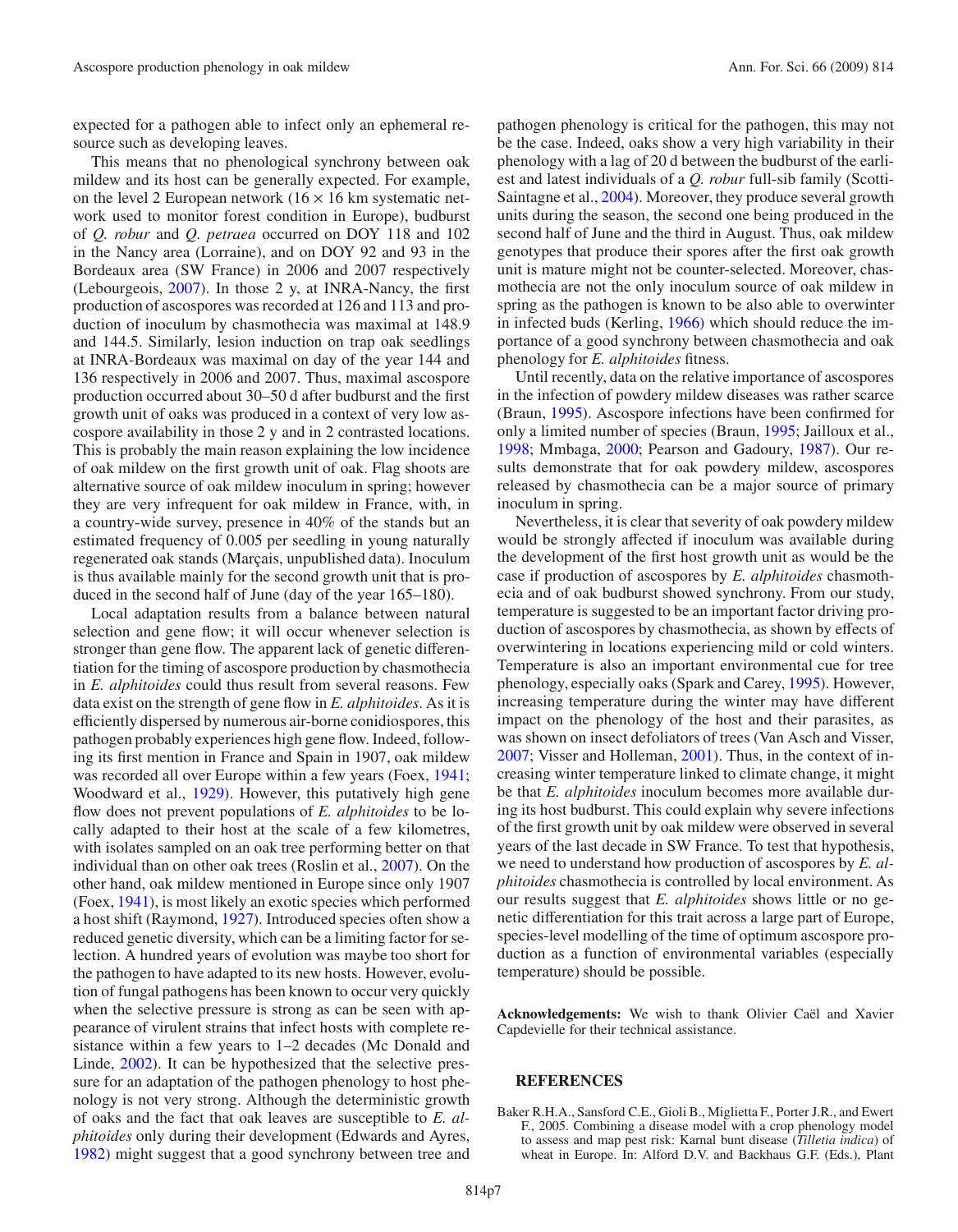expected for a pathogen able to infect only an ephemeral resource such as developing leaves.

This means that no phenological synchrony between oak mildew and its host can be generally expected. For example, on the level 2 European network ($16 \times 16$ km systematic network used to monitor forest condition in Europe), budburst of *Q. robur* and *Q. petraea* occurred on DOY 118 and 102 in the Nancy area (Lorraine), and on DOY 92 and 93 in the Bordeaux area (SW France) in 2006 and 2007 respectively (Lebourgeois, 2007). In those 2 y, at INRA-Nancy, the first production of ascospores was recorded at 126 and 113 and production of inoculum by chasmothecia was maximal at 148.9 and 144.5. Similarly, lesion induction on trap oak seedlings at INRA-Bordeaux was maximal on day of the year 144 and 136 respectively in 2006 and 2007. Thus, maximal ascospore production occurred about 30–50 d after budburst and the first growth unit of oaks was produced in a context of very low ascospore availability in those 2 y and in 2 contrasted locations. This is probably the main reason explaining the low incidence of oak mildew on the first growth unit of oak. Flag shoots are alternative source of oak mildew inoculum in spring; however they are very infrequent for oak mildew in France, with, in a country-wide survey, presence in 40% of the stands but an estimated frequency of 0.005 per seedling in young naturally regenerated oak stands (Marçais, unpublished data). Inoculum is thus available mainly for the second growth unit that is produced in the second half of June (day of the year 165–180).

Local adaptation results from a balance between natural selection and gene flow; it will occur whenever selection is stronger than gene flow. The apparent lack of genetic differentiation for the timing of ascospore production by chasmothecia in *E. alphitoides* could thus result from several reasons. Few data exist on the strength of gene flow in *E. alphitoides*. As it is efficiently dispersed by numerous air-borne conidiospores, this pathogen probably experiences high gene flow. Indeed, following its first mention in France and Spain in 1907, oak mildew was recorded all over Europe within a few years (Foex, 1941; Woodward et al., 1929). However, this putatively high gene flow does not prevent populations of *E. alphitoides* to be locally adapted to their host at the scale of a few kilometres, with isolates sampled on an oak tree performing better on that individual than on other oak trees (Roslin et al., 2007). On the other hand, oak mildew mentioned in Europe since only 1907 (Foex, 1941), is most likely an exotic species which performed a host shift (Raymond, 1927). Introduced species often show a reduced genetic diversity, which can be a limiting factor for selection. A hundred years of evolution was maybe too short for the pathogen to have adapted to its new hosts. However, evolution of fungal pathogens has been known to occur very quickly when the selective pressure is strong as can be seen with appearance of virulent strains that infect hosts with complete resistance within a few years to 1–2 decades (Mc Donald and Linde, 2002). It can be hypothesized that the selective pressure for an adaptation of the pathogen phenology to host phenology is not very strong. Although the deterministic growth of oaks and the fact that oak leaves are susceptible to *E. alphitoides* only during their development (Edwards and Ayres, 1982) might suggest that a good synchrony between tree and pathogen phenology is critical for the pathogen, this may not be the case. Indeed, oaks show a very high variability in their phenology with a lag of 20 d between the budburst of the earliest and latest individuals of a *Q. robur* full-sib family (Scotti-Saintagne et al., 2004). Moreover, they produce several growth units during the season, the second one being produced in the second half of June and the third in August. Thus, oak mildew genotypes that produce their spores after the first oak growth unit is mature might not be counter-selected. Moreover, chasmothecia are not the only inoculum source of oak mildew in spring as the pathogen is known to be also able to overwinter in infected buds (Kerling, 1966) which should reduce the importance of a good synchrony between chasmothecia and oak phenology for *E. alphitoides* fitness.

Until recently, data on the relative importance of ascospores in the infection of powdery mildew diseases was rather scarce (Braun, 1995). Ascospore infections have been confirmed for only a limited number of species (Braun, 1995; Jailloux et al., 1998; Mmbaga, 2000; Pearson and Gadoury, 1987). Our results demonstrate that for oak powdery mildew, ascospores released by chasmothecia can be a major source of primary inoculum in spring.

Nevertheless, it is clear that severity of oak powdery mildew would be strongly affected if inoculum was available during the development of the first host growth unit as would be the case if production of ascospores by *E. alphitoides* chasmothecia and of oak budburst showed synchrony. From our study, temperature is suggested to be an important factor driving production of ascospores by chasmothecia, as shown by effects of overwintering in locations experiencing mild or cold winters. Temperature is also an important environmental cue for tree phenology, especially oaks (Spark and Carey, 1995). However, increasing temperature during the winter may have different impact on the phenology of the host and their parasites, as was shown on insect defoliators of trees (Van Asch and Visser, 2007; Visser and Holleman, 2001). Thus, in the context of increasing winter temperature linked to climate change, it might be that *E. alphitoides* inoculum becomes more available during its host budburst. This could explain why severe infections of the first growth unit by oak mildew were observed in several years of the last decade in SW France. To test that hypothesis, we need to understand how production of ascospores by *E. alphitoides* chasmothecia is controlled by local environment. As our results suggest that *E. alphitoides* shows little or no genetic differentiation for this trait across a large part of Europe, species-level modelling of the time of optimum ascospore production as a function of environmental variables (especially temperature) should be possible.

**Acknowledgements:** We wish to thank Olivier Caël and Xavier Capdevielle for their technical assistance.

## REFERENCES

Baker R.H.A., Sansford C.E., Gioli B., Miglietta F., Porter J.R., and Ewert F., 2005. Combining a disease model with a crop phenology model to assess and map pest risk: Karnal bunt disease (*Tilletia indica*) of wheat in Europe. In: Alford D.V. and Backhaus G.F. (Eds.), Plant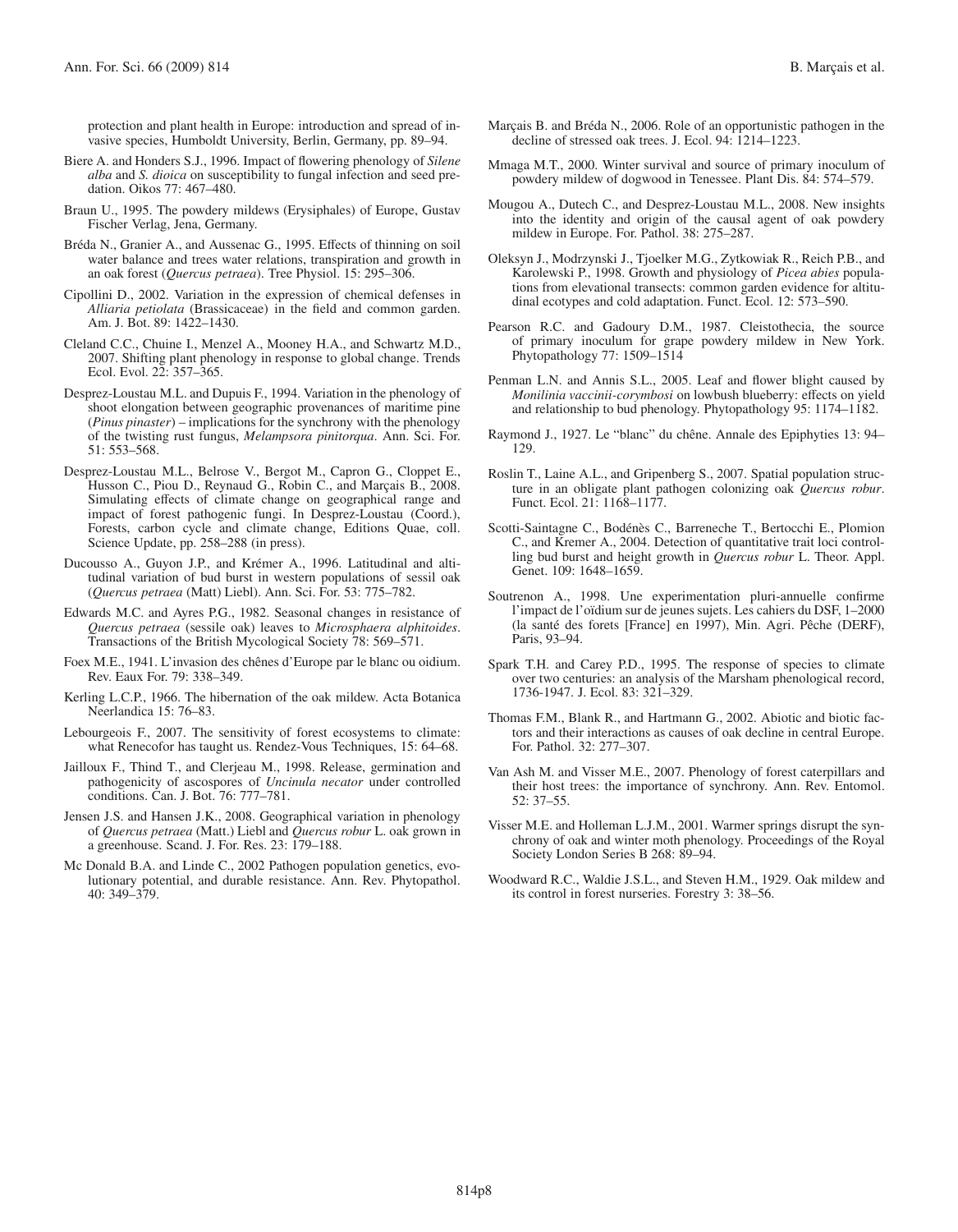protection and plant health in Europe: introduction and spread of invasive species, Humboldt University, Berlin, Germany, pp. 89–94.

Biere A. and Honders S.J., 1996. Impact of flowering phenology of *Silene alba* and *S. dioica* on susceptibility to fungal infection and seed predation. Oikos 77: 467–480.

Braun U., 1995. The powdery mildews (Erysiphales) of Europe, Gustav Fischer Verlag, Jena, Germany.

Bréda N., Granier A., and Aussenac G., 1995. Effects of thinning on soil water balance and trees water relations, transpiration and growth in an oak forest (*Quercus petraea*). Tree Physiol. 15: 295–306.

Cipollini D., 2002. Variation in the expression of chemical defenses in *Alliaria petiolata* (Brassicaceae) in the field and common garden. Am. J. Bot. 89: 1422–1430.

Cleland C.C., Chuine I., Menzel A., Mooney H.A., and Schwartz M.D., 2007. Shifting plant phenology in response to global change. Trends Ecol. Evol. 22: 357–365.

Desprez-Loustau M.L. and Dupuis F., 1994. Variation in the phenology of shoot elongation between geographic provenances of maritime pine (*Pinus pinaster*) – implications for the synchrony with the phenology of the twisting rust fungus, *Melampsora pinitorqua*. Ann. Sci. For. 51: 553–568.

Desprez-Loustau M.L., Belrose V., Bergot M., Capron G., Cloppet E., Husson C., Piou D., Reynaud G., Robin C., and Marçais B., 2008. Simulating effects of climate change on geographical range and impact of forest pathogenic fungi. In Desprez-Loustau (Coord.), Forests, carbon cycle and climate change, Editions Quae, coll. Science Update, pp. 258–288 (in press).

Ducousso A., Guyon J.P., and Krémer A., 1996. Latitudinal and altitudinal variation of bud burst in western populations of sessil oak (*Quercus petraea* (Matt) Liebl). Ann. Sci. For. 53: 775–782.

Edwards M.C. and Ayres P.G., 1982. Seasonal changes in resistance of *Quercus petraea* (sessile oak) leaves to *Microsphaera alphitoides*. Transactions of the British Mycological Society 78: 569–571.

Foex M.E., 1941. L'invasion des chênes d'Europe par le blanc ou oidium. Rev. Eaux For. 79: 338–349.

Kerling L.C.P., 1966. The hibernation of the oak mildew. Acta Botanica Neerlandica 15: 76–83.

Lebourgeois F., 2007. The sensitivity of forest ecosystems to climate: what Renecofor has taught us. Rendez-Vous Techniques, 15: 64–68.

Jailloux F., Thind T., and Clerjeau M., 1998. Release, germination and pathogenicity of ascospores of *Uncinula necator* under controlled conditions. Can. J. Bot. 76: 777–781.

Jensen J.S. and Hansen J.K., 2008. Geographical variation in phenology of *Quercus petraea* (Matt.) Liebl and *Quercus robur* L. oak grown in a greenhouse. Scand. J. For. Res. 23: 179–188.

Mc Donald B.A. and Linde C., 2002 Pathogen population genetics, evolutionary potential, and durable resistance. Ann. Rev. Phytopathol. 40: 349–379.

Marçais B. and Bréda N., 2006. Role of an opportunistic pathogen in the decline of stressed oak trees. J. Ecol. 94: 1214–1223.

Mmaga M.T., 2000. Winter survival and source of primary inoculum of powdery mildew of dogwood in Tenessee. Plant Dis. 84: 574–579.

Mougou A., Dutech C., and Desprez-Loustau M.L., 2008. New insights into the identity and origin of the causal agent of oak powdery mildew in Europe. For. Pathol. 38: 275–287.

Oleksyn J., Modrzynski J., Tjoelker M.G., Zytkowiak R., Reich P.B., and Karolewski P., 1998. Growth and physiology of *Picea abies* populations from elevational transects: common garden evidence for altitudinal ecotypes and cold adaptation. Funct. Ecol. 12: 573–590.

Pearson R.C. and Gadoury D.M., 1987. Cleistothecia, the source of primary inoculum for grape powdery mildew in New York. Phytopathology 77: 1509–1514

Penman L.N. and Annis S.L., 2005. Leaf and flower blight caused by *Monilinia vaccinii-corymbosi* on lowbush blueberry: effects on yield and relationship to bud phenology. Phytopathology 95: 1174–1182.

Raymond J., 1927. Le "blanc" du chêne. Annale des Epiphyties 13: 94–129.

Roslin T., Laine A.L., and Gripenberg S., 2007. Spatial population structure in an obligate plant pathogen colonizing oak *Quercus robur*. Funct. Ecol. 21: 1168–1177.

Scotti-Saintagne C., Bodénès C., Barreneche T., Bertocchi E., Plomion C., and Kremer A., 2004. Detection of quantitative trait loci controlling bud burst and height growth in *Quercus robur* L. Theor. Appl. Genet. 109: 1648–1659.

Soutrenon A., 1998. Une experimentation pluri-annuelle confirme l'impact de l'oïdium sur de jeunes sujets. Les cahiers du DSF, 1–2000 (la santé des forets [France] en 1997), Min. Agri. Pêche (DERF), Paris, 93–94.

Spark T.H. and Carey P.D., 1995. The response of species to climate over two centuries: an analysis of the Marsham phenological record, 1736-1947. J. Ecol. 83: 321–329.

Thomas F.M., Blank R., and Hartmann G., 2002. Abiotic and biotic factors and their interactions as causes of oak decline in central Europe. For. Pathol. 32: 277–307.

Van Ash M. and Visser M.E., 2007. Phenology of forest caterpillars and their host trees: the importance of synchrony. Ann. Rev. Entomol. 52: 37–55.

Visser M.E. and Holleman L.J.M., 2001. Warmer springs disrupt the synchrony of oak and winter moth phenology. Proceedings of the Royal Society London Series B 268: 89–94.

Woodward R.C., Waldie J.S.L., and Steven H.M., 1929. Oak mildew and its control in forest nurseries. Forestry 3: 38–56.